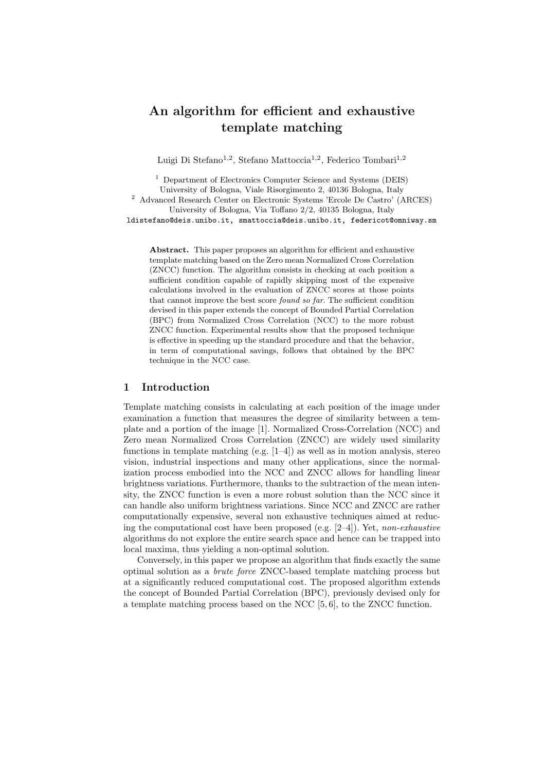# An algorithm for efficient and exhaustive template matching

Luigi Di Stefano[1,2], Stefano Mattoccia[1,2], Federico Tombari[1,2]

[1] Department of Electronics Computer Science and Systems (DEIS)
University of Bologna, Viale Risorgimento 2, 40136 Bologna, Italy
[2] Advanced Research Center on Electronic Systems 'Ercole De Castro' (ARCES)
University of Bologna, Via Toffano 2/2, 40135 Bologna, Italy
ldistefano@deis.unibo.it, smattoccia@deis.unibo.it, federicot@omniway.sm

**Abstract.** This paper proposes an algorithm for efficient and exhaustive template matching based on the Zero mean Normalized Cross Correlation (ZNCC) function. The algorithm consists in checking at each position a sufficient condition capable of rapidly skipping most of the expensive calculations involved in the evaluation of ZNCC scores at those points that cannot improve the best score *found so far*. The sufficient condition devised in this paper extends the concept of Bounded Partial Correlation (BPC) from Normalized Cross Correlation (NCC) to the more robust ZNCC function. Experimental results show that the proposed technique is effective in speeding up the standard procedure and that the behavior, in term of computational savings, follows that obtained by the BPC technique in the NCC case.

## 1 Introduction

Template matching consists in calculating at each position of the image under examination a function that measures the degree of similarity between a template and a portion of the image [1]. Normalized Cross-Correlation (NCC) and Zero mean Normalized Cross Correlation (ZNCC) are widely used similarity functions in template matching (e.g. [1–4]) as well as in motion analysis, stereo vision, industrial inspections and many other applications, since the normalization process embodied into the NCC and ZNCC allows for handling linear brightness variations. Furthermore, thanks to the subtraction of the mean intensity, the ZNCC function is even a more robust solution than the NCC since it can handle also uniform brightness variations. Since NCC and ZNCC are rather computationally expensive, several non exhaustive techniques aimed at reducing the computational cost have been proposed (e.g. [2–4]). Yet, *non-exhaustive* algorithms do not explore the entire search space and hence can be trapped into local maxima, thus yielding a non-optimal solution.

Conversely, in this paper we propose an algorithm that finds exactly the same optimal solution as a *brute force* ZNCC-based template matching process but at a significantly reduced computational cost. The proposed algorithm extends the concept of Bounded Partial Correlation (BPC), previously devised only for a template matching process based on the NCC [5, 6], to the ZNCC function.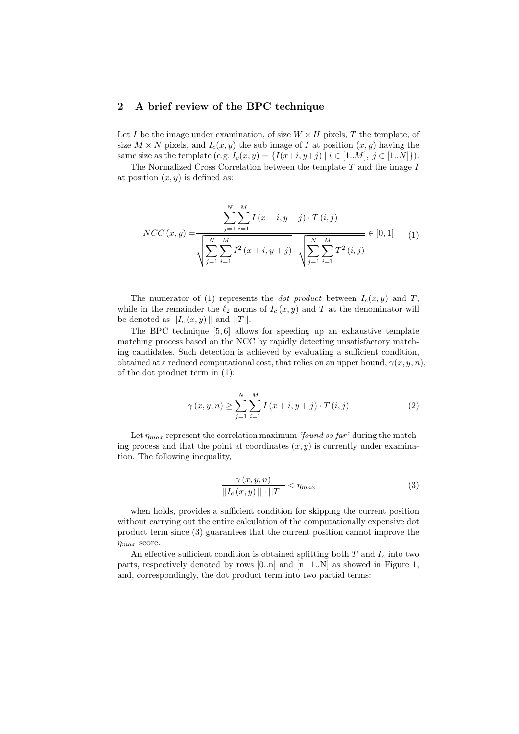## 2 A brief review of the BPC technique

Let $I$ be the image under examination, of size $W \times H$ pixels, $T$ the template, of size $M \times N$ pixels, and $I_c(x, y)$ the sub image of $I$ at position $(x, y)$ having the same size as the template (e.g. $I_c(x, y) = \{I(x+i, y+j) \mid i \in [1..M],\ j \in [1..N]\}$).

The Normalized Cross Correlation between the template $T$ and the image $I$ at position $(x, y)$ is defined as:

$$NCC(x,y) = \frac{\sum_{j=1}^{N}\sum_{i=1}^{M} I(x+i, y+j) \cdot T(i,j)}{\sqrt{\sum_{j=1}^{N}\sum_{i=1}^{M} I^2(x+i, y+j)} \cdot \sqrt{\sum_{j=1}^{N}\sum_{i=1}^{M} T^2(i,j)}} \in [0,1] \tag{1}$$

The numerator of (1) represents the *dot product* between $I_c(x, y)$ and $T$, while in the remainder the $\ell_2$ norms of $I_c(x, y)$ and $T$ at the denominator will be denoted as $||I_c(x, y)||$ and $||T||$.

The BPC technique [5, 6] allows for speeding up an exhaustive template matching process based on the NCC by rapidly detecting unsatisfactory matching candidates. Such detection is achieved by evaluating a sufficient condition, obtained at a reduced computational cost, that relies on an upper bound, $\gamma(x, y, n)$, of the dot product term in (1):

$$\gamma(x, y, n) \geq \sum_{j=1}^{N}\sum_{i=1}^{M} I(x+i, y+j) \cdot T(i,j) \tag{2}$$

Let $\eta_{max}$ represent the correlation maximum *'found so far'* during the matching process and that the point at coordinates $(x, y)$ is currently under examination. The following inequality,

$$\frac{\gamma(x, y, n)}{||I_c(x, y)|| \cdot ||T||} < \eta_{max} \tag{3}$$

when holds, provides a sufficient condition for skipping the current position without carrying out the entire calculation of the computationally expensive dot product term since (3) guarantees that the current position cannot improve the $\eta_{max}$ score.

An effective sufficient condition is obtained splitting both $T$ and $I_c$ into two parts, respectively denoted by rows [0..n] and [n+1..N] as showed in Figure 1, and, correspondingly, the dot product term into two partial terms: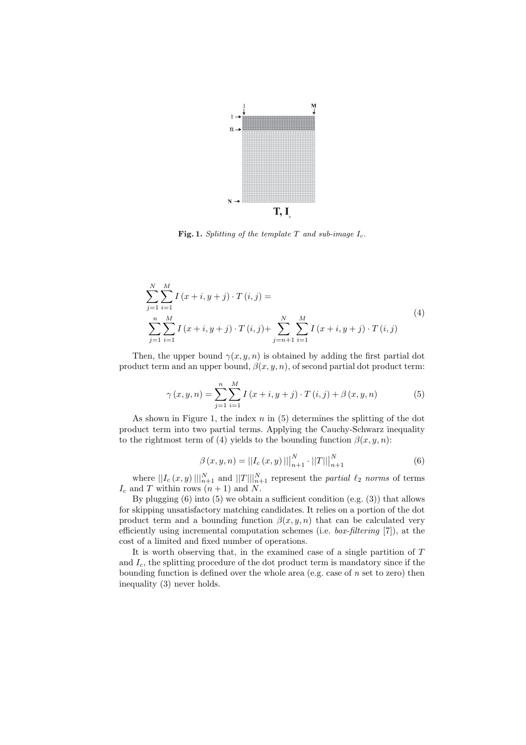**Fig. 1.** *Splitting of the template $T$ and sub-image $I_c$.*

$$
\begin{aligned}
&\sum_{j=1}^{N}\sum_{i=1}^{M} I\left(x+i, y+j\right)\cdot T\left(i,j\right) = \\
&\sum_{j=1}^{n}\sum_{i=1}^{M} I\left(x+i, y+j\right)\cdot T\left(i,j\right) + \sum_{j=n+1}^{N}\sum_{i=1}^{M} I\left(x+i, y+j\right)\cdot T\left(i,j\right)
\end{aligned}
\tag{4}
$$

Then, the upper bound $\gamma(x, y, n)$ is obtained by adding the first partial dot product term and an upper bound, $\beta(x, y, n)$, of second partial dot product term:

$$
\gamma\left(x,y,n\right) = \sum_{j=1}^{n}\sum_{i=1}^{M} I\left(x+i, y+j\right)\cdot T\left(i,j\right) + \beta\left(x,y,n\right) \tag{5}
$$

As shown in Figure 1, the index $n$ in (5) determines the splitting of the dot product term into two partial terms. Applying the Cauchy-Schwarz inequality to the rightmost term of (4) yields to the bounding function $\beta(x, y, n)$:

$$
\beta\left(x,y,n\right) = ||I_c\left(x,y\right)|||_{n+1}^{N} \cdot ||T|||_{n+1}^{N} \tag{6}
$$

where $||I_c\left(x,y\right)|||_{n+1}^{N}$ and $||T|||_{n+1}^{N}$ represent the *partial $\ell_2$ norms* of terms $I_c$ and $T$ within rows $(n+1)$ and $N$.

By plugging (6) into (5) we obtain a sufficient condition (e.g. (3)) that allows for skipping unsatisfactory matching candidates. It relies on a portion of the dot product term and a bounding function $\beta(x, y, n)$ that can be calculated very efficiently using incremental computation schemes (i.e. *box-filtering* [7]), at the cost of a limited and fixed number of operations.

It is worth observing that, in the examined case of a single partition of $T$ and $I_c$, the splitting procedure of the dot product term is mandatory since if the bounding function is defined over the whole area (e.g. case of $n$ set to zero) then inequality (3) never holds.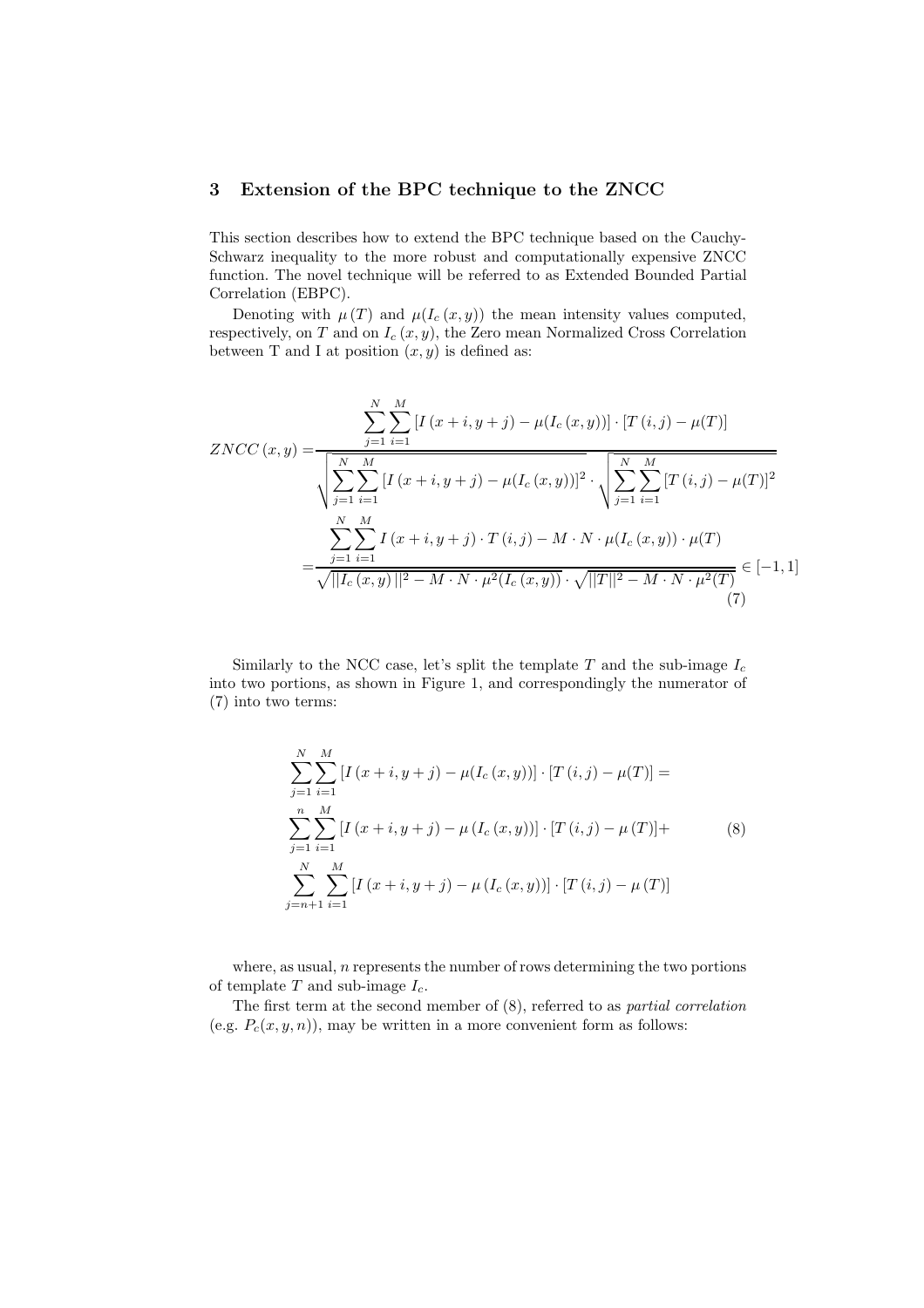## 3 Extension of the BPC technique to the ZNCC

This section describes how to extend the BPC technique based on the Cauchy-Schwarz inequality to the more robust and computationally expensive ZNCC function. The novel technique will be referred to as Extended Bounded Partial Correlation (EBPC).

Denoting with $\mu(T)$ and $\mu(I_c(x, y))$ the mean intensity values computed, respectively, on $T$ and on $I_c(x, y)$, the Zero mean Normalized Cross Correlation between T and I at position $(x, y)$ is defined as:

$$
\begin{aligned}
ZNCC(x,y) =& \frac{\sum_{j=1}^{N}\sum_{i=1}^{M}\left[I(x+i,y+j)-\mu(I_c(x,y))\right]\cdot\left[T(i,j)-\mu(T)\right]}{\sqrt{\sum_{j=1}^{N}\sum_{i=1}^{M}\left[I(x+i,y+j)-\mu(I_c(x,y))\right]^2}\cdot\sqrt{\sum_{j=1}^{N}\sum_{i=1}^{M}\left[T(i,j)-\mu(T)\right]^2}} \\
=& \frac{\sum_{j=1}^{N}\sum_{i=1}^{M} I(x+i,y+j)\cdot T(i,j) - M\cdot N\cdot\mu(I_c(x,y))\cdot\mu(T)}{\sqrt{||I_c(x,y)||^2 - M\cdot N\cdot\mu^2(I_c(x,y))}\cdot\sqrt{||T||^2 - M\cdot N\cdot\mu^2(T)}} \in [-1,1]
\end{aligned}
\tag{7}
$$

Similarly to the NCC case, let's split the template $T$ and the sub-image $I_c$ into two portions, as shown in Figure 1, and correspondingly the numerator of (7) into two terms:

$$
\begin{aligned}
&\sum_{j=1}^{N}\sum_{i=1}^{M}\left[I(x+i,y+j)-\mu(I_c(x,y))\right]\cdot\left[T(i,j)-\mu(T)\right] = \\
&\sum_{j=1}^{n}\sum_{i=1}^{M}\left[I(x+i,y+j)-\mu(I_c(x,y))\right]\cdot\left[T(i,j)-\mu(T)\right] + \\
&\sum_{j=n+1}^{N}\sum_{i=1}^{M}\left[I(x+i,y+j)-\mu(I_c(x,y))\right]\cdot\left[T(i,j)-\mu(T)\right]
\end{aligned}
\tag{8}
$$

where, as usual, $n$ represents the number of rows determining the two portions of template $T$ and sub-image $I_c$.

The first term at the second member of (8), referred to as *partial correlation* (e.g. $P_c(x, y, n)$), may be written in a more convenient form as follows: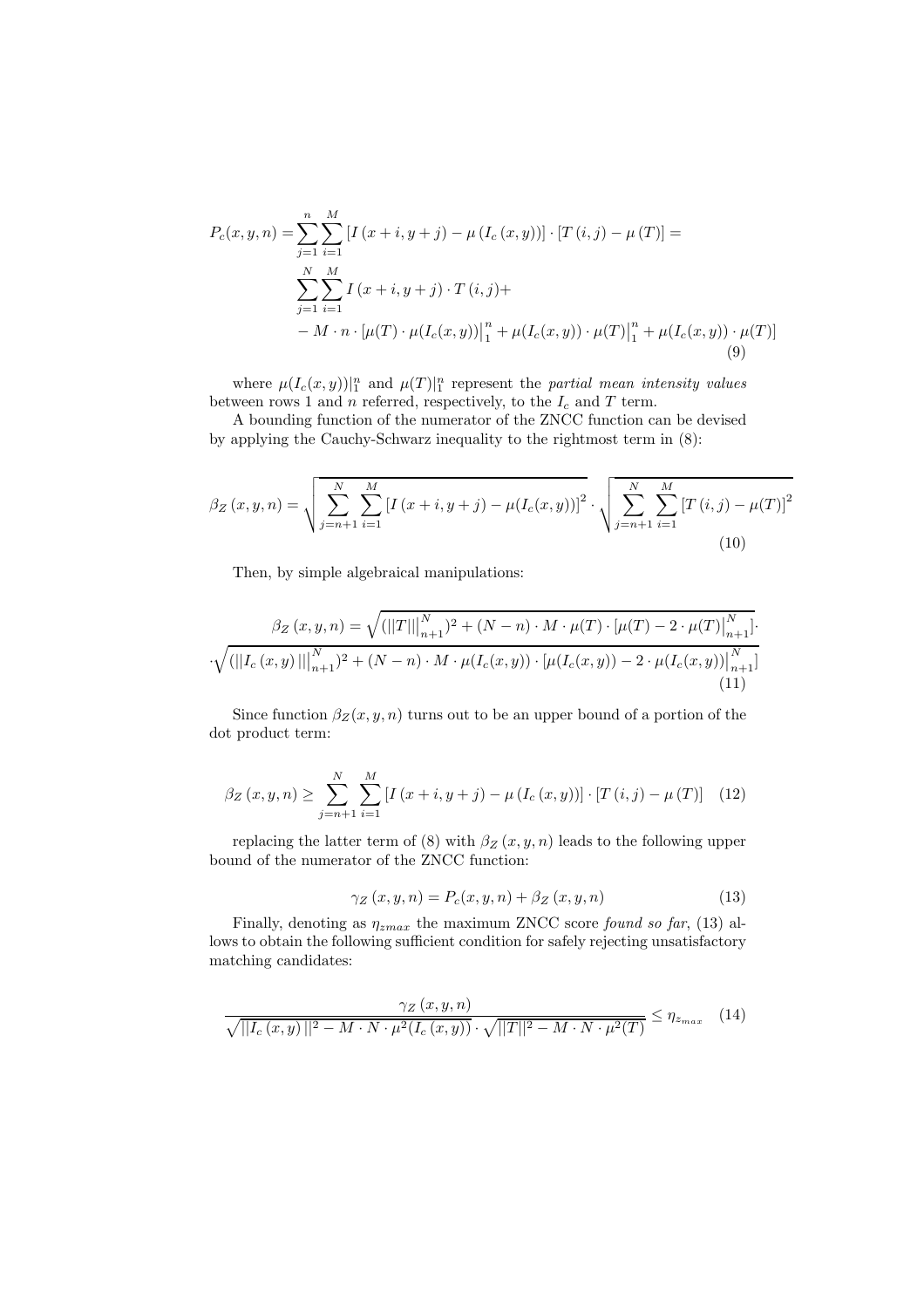$$
\begin{aligned}
P_c(x,y,n) = &\sum_{j=1}^{n}\sum_{i=1}^{M}\left[I\left(x+i,y+j\right)-\mu\left(I_c\left(x,y\right)\right)\right]\cdot\left[T\left(i,j\right)-\mu\left(T\right)\right] = \\
&\sum_{j=1}^{N}\sum_{i=1}^{M} I\left(x+i,y+j\right)\cdot T\left(i,j\right)+ \\
&-M\cdot n\cdot\left[\mu(T)\cdot\mu(I_c(x,y))\big|_1^n+\mu(I_c(x,y))\cdot\mu(T)\big|_1^n+\mu(I_c(x,y))\cdot\mu(T)\right]
\end{aligned}
\tag{9}
$$

where $\mu(I_c(x,y))|_1^n$ and $\mu(T)|_1^n$ represent the *partial mean intensity values* between rows 1 and $n$ referred, respectively, to the $I_c$ and $T$ term.

A bounding function of the numerator of the ZNCC function can be devised by applying the Cauchy-Schwarz inequality to the rightmost term in (8):

$$
\beta_Z\left(x,y,n\right)=\sqrt{\sum_{j=n+1}^{N}\sum_{i=1}^{M}\left[I\left(x+i,y+j\right)-\mu(I_c(x,y))\right]^2}\cdot\sqrt{\sum_{j=n+1}^{N}\sum_{i=1}^{M}\left[T\left(i,j\right)-\mu(T)\right]^2}
\tag{10}
$$

Then, by simple algebraical manipulations:

$$
\begin{aligned}
\beta_Z\left(x,y,n\right) = &\sqrt{(||T||\big|_{n+1}^{N})^2+(N-n)\cdot M\cdot\mu(T)\cdot[\mu(T)-2\cdot\mu(T)\big|_{n+1}^{N}]}\cdot \\
&\cdot\sqrt{(||I_c\left(x,y\right)||\big|_{n+1}^{N})^2+(N-n)\cdot M\cdot\mu(I_c(x,y))\cdot[\mu(I_c(x,y))-2\cdot\mu(I_c(x,y))\big|_{n+1}^{N}]}
\end{aligned}
\tag{11}
$$

Since function $\beta_Z(x,y,n)$ turns out to be an upper bound of a portion of the dot product term:

$$
\beta_Z\left(x,y,n\right)\geq\sum_{j=n+1}^{N}\sum_{i=1}^{M}\left[I\left(x+i,y+j\right)-\mu\left(I_c\left(x,y\right)\right)\right]\cdot\left[T\left(i,j\right)-\mu\left(T\right)\right]
\tag{12}
$$

replacing the latter term of (8) with $\beta_Z\left(x,y,n\right)$ leads to the following upper bound of the numerator of the ZNCC function:

$$
\gamma_Z\left(x,y,n\right)=P_c(x,y,n)+\beta_Z\left(x,y,n\right)
\tag{13}
$$

Finally, denoting as $\eta_{zmax}$ the maximum ZNCC score *found so far*, (13) allows to obtain the following sufficient condition for safely rejecting unsatisfactory matching candidates:

$$
\frac{\gamma_Z\left(x,y,n\right)}{\sqrt{||I_c\left(x,y\right)||^2-M\cdot N\cdot\mu^2(I_c\left(x,y\right))}\cdot\sqrt{||T||^2-M\cdot N\cdot\mu^2(T)}}\leq\eta_{z_{max}}
\tag{14}
$$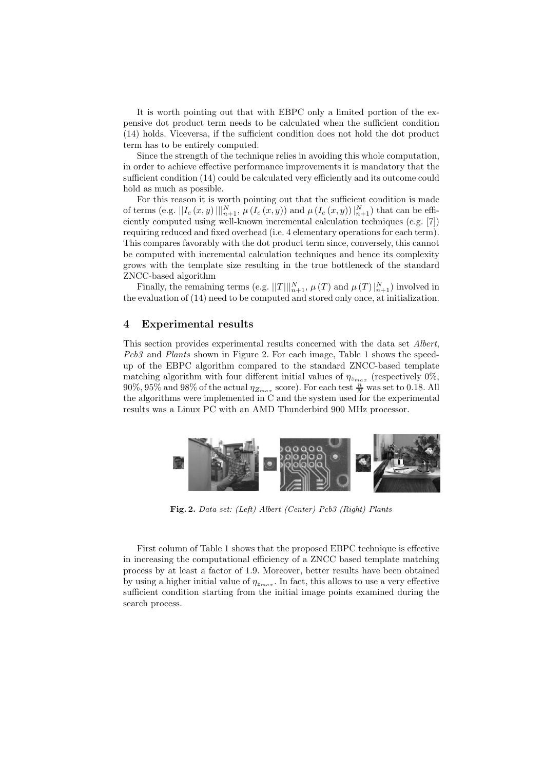It is worth pointing out that with EBPC only a limited portion of the expensive dot product term needs to be calculated when the sufficient condition (14) holds. Viceversa, if the sufficient condition does not hold the dot product term has to be entirely computed.

Since the strength of the technique relies in avoiding this whole computation, in order to achieve effective performance improvements it is mandatory that the sufficient condition (14) could be calculated very efficiently and its outcome could hold as much as possible.

For this reason it is worth pointing out that the sufficient condition is made of terms (e.g. $||I_c(x,y)|||_{n+1}^{N}$, $\mu(I_c(x,y))$ and $\mu(I_c(x,y))|_{n+1}^{N}$) that can be efficiently computed using well-known incremental calculation techniques (e.g. [7]) requiring reduced and fixed overhead (i.e. 4 elementary operations for each term). This compares favorably with the dot product term since, conversely, this cannot be computed with incremental calculation techniques and hence its complexity grows with the template size resulting in the true bottleneck of the standard ZNCC-based algorithm

Finally, the remaining terms (e.g. $||T|||_{n+1}^{N}$, $\mu(T)$ and $\mu(T)|_{n+1}^{N}$) involved in the evaluation of (14) need to be computed and stored only once, at initialization.

## 4 Experimental results

This section provides experimental results concerned with the data set *Albert*, *Pcb3* and *Plants* shown in Figure 2. For each image, Table 1 shows the speed-up of the EBPC algorithm compared to the standard ZNCC-based template matching algorithm with four different initial values of $\eta_{z_{max}}$ (respectively 0%, 90%, 95% and 98% of the actual $\eta_{Z_{max}}$ score). For each test $\frac{n}{N}$ was set to 0.18. All the algorithms were implemented in C and the system used for the experimental results was a Linux PC with an AMD Thunderbird 900 MHz processor.

**Fig. 2.** *Data set: (Left) Albert (Center) Pcb3 (Right) Plants*

First column of Table 1 shows that the proposed EBPC technique is effective in increasing the computational efficiency of a ZNCC based template matching process by at least a factor of 1.9. Moreover, better results have been obtained by using a higher initial value of $\eta_{z_{max}}$. In fact, this allows to use a very effective sufficient condition starting from the initial image points examined during the search process.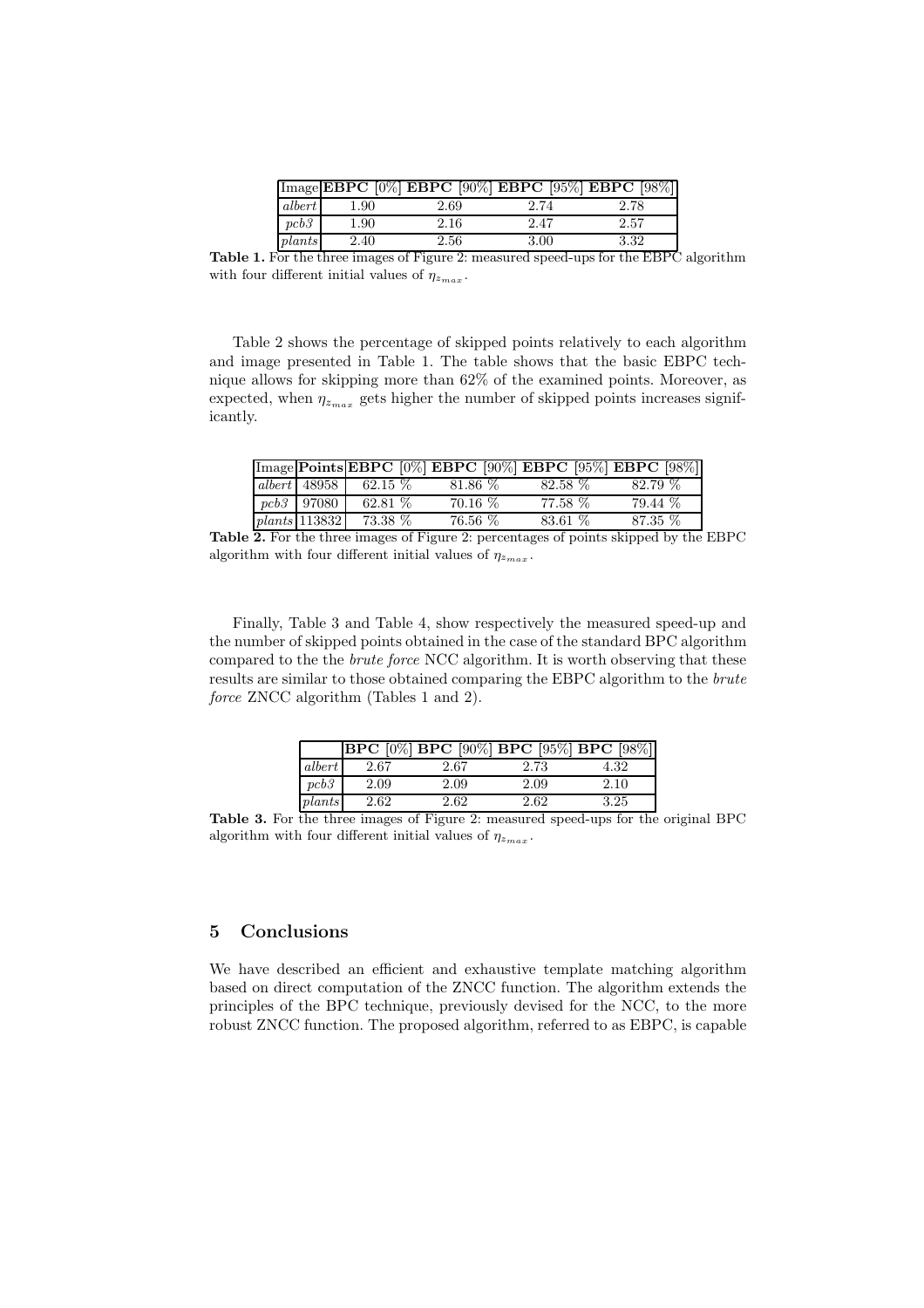| Image | **EBPC** [0%] | **EBPC** [90%] | **EBPC** [95%] | **EBPC** [98%] |
|---|---|---|---|---|
| *albert* | 1.90 | 2.69 | 2.74 | 2.78 |
| *pcb3* | 1.90 | 2.16 | 2.47 | 2.57 |
| *plants* | 2.40 | 2.56 | 3.00 | 3.32 |

**Table 1.** For the three images of Figure 2: measured speed-ups for the EBPC algorithm with four different initial values of $\eta_{z_{max}}$.

Table 2 shows the percentage of skipped points relatively to each algorithm and image presented in Table 1. The table shows that the basic EBPC technique allows for skipping more than 62% of the examined points. Moreover, as expected, when $\eta_{z_{max}}$ gets higher the number of skipped points increases significantly.

| Image | **Points** | **EBPC** [0%] | **EBPC** [90%] | **EBPC** [95%] | **EBPC** [98%] |
|---|---|---|---|---|---|
| *albert* | 48958 | 62.15 % | 81.86 % | 82.58 % | 82.79 % |
| *pcb3* | 97080 | 62.81 % | 70.16 % | 77.58 % | 79.44 % |
| *plants* | 113832 | 73.38 % | 76.56 % | 83.61 % | 87.35 % |

**Table 2.** For the three images of Figure 2: percentages of points skipped by the EBPC algorithm with four different initial values of $\eta_{z_{max}}$.

Finally, Table 3 and Table 4, show respectively the measured speed-up and the number of skipped points obtained in the case of the standard BPC algorithm compared to the the *brute force* NCC algorithm. It is worth observing that these results are similar to those obtained comparing the EBPC algorithm to the *brute force* ZNCC algorithm (Tables 1 and 2).

| | **BPC** [0%] | **BPC** [90%] | **BPC** [95%] | **BPC** [98%] |
|---|---|---|---|---|
| *albert* | 2.67 | 2.67 | 2.73 | 4.32 |
| *pcb3* | 2.09 | 2.09 | 2.09 | 2.10 |
| *plants* | 2.62 | 2.62 | 2.62 | 3.25 |

**Table 3.** For the three images of Figure 2: measured speed-ups for the original BPC algorithm with four different initial values of $\eta_{z_{max}}$.

## 5 Conclusions

We have described an efficient and exhaustive template matching algorithm based on direct computation of the ZNCC function. The algorithm extends the principles of the BPC technique, previously devised for the NCC, to the more robust ZNCC function. The proposed algorithm, referred to as EBPC, is capable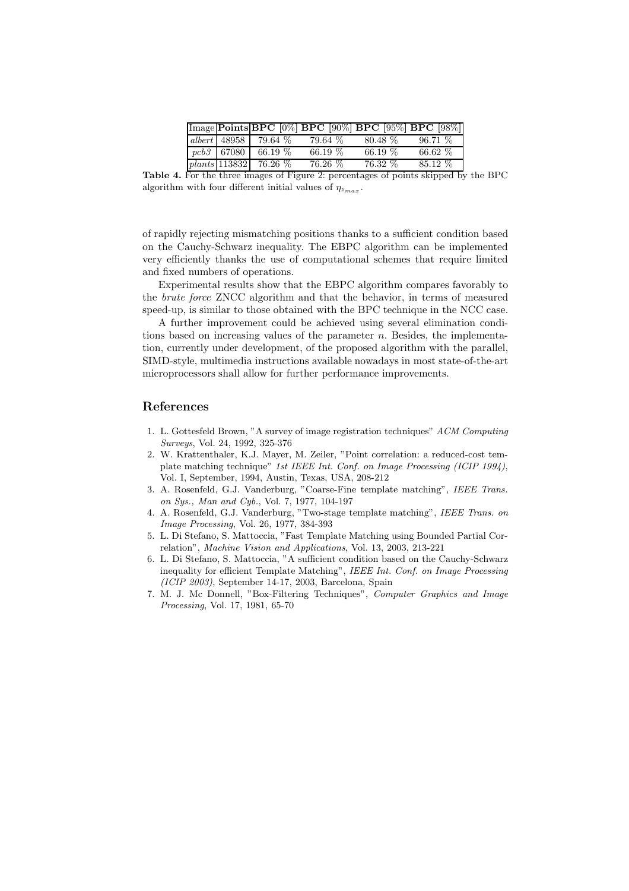| Image | **Points** | **BPC** [0%] | **BPC** [90%] | **BPC** [95%] | **BPC** [98%] |
|---|---|---|---|---|---|
| *albert* | 48958 | 79.64 % | 79.64 % | 80.48 % | 96.71 % |
| *pcb3* | 67080 | 66.19 % | 66.19 % | 66.19 % | 66.62 % |
| *plants* | 113832 | 76.26 % | 76.26 % | 76.32 % | 85.12 % |

**Table 4.** For the three images of Figure 2: percentages of points skipped by the BPC algorithm with four different initial values of $\eta_{z_{max}}$.

of rapidly rejecting mismatching positions thanks to a sufficient condition based on the Cauchy-Schwarz inequality. The EBPC algorithm can be implemented very efficiently thanks the use of computational schemes that require limited and fixed numbers of operations.

Experimental results show that the EBPC algorithm compares favorably to the *brute force* ZNCC algorithm and that the behavior, in terms of measured speed-up, is similar to those obtained with the BPC technique in the NCC case.

A further improvement could be achieved using several elimination conditions based on increasing values of the parameter $n$. Besides, the implementation, currently under development, of the proposed algorithm with the parallel, SIMD-style, multimedia instructions available nowadays in most state-of-the-art microprocessors shall allow for further performance improvements.

## References

1. L. Gottesfeld Brown, "A survey of image registration techniques" *ACM Computing Surveys*, Vol. 24, 1992, 325-376
2. W. Krattenthaler, K.J. Mayer, M. Zeiler, "Point correlation: a reduced-cost template matching technique" *1st IEEE Int. Conf. on Image Processing (ICIP 1994)*, Vol. I, September, 1994, Austin, Texas, USA, 208-212
3. A. Rosenfeld, G.J. Vanderburg, "Coarse-Fine template matching", *IEEE Trans. on Sys., Man and Cyb.*, Vol. 7, 1977, 104-197
4. A. Rosenfeld, G.J. Vanderburg, "Two-stage template matching", *IEEE Trans. on Image Processing*, Vol. 26, 1977, 384-393
5. L. Di Stefano, S. Mattoccia, "Fast Template Matching using Bounded Partial Correlation", *Machine Vision and Applications*, Vol. 13, 2003, 213-221
6. L. Di Stefano, S. Mattoccia, "A sufficient condition based on the Cauchy-Schwarz inequality for efficient Template Matching", *IEEE Int. Conf. on Image Processing (ICIP 2003)*, September 14-17, 2003, Barcelona, Spain
7. M. J. Mc Donnell, "Box-Filtering Techniques", *Computer Graphics and Image Processing*, Vol. 17, 1981, 65-70